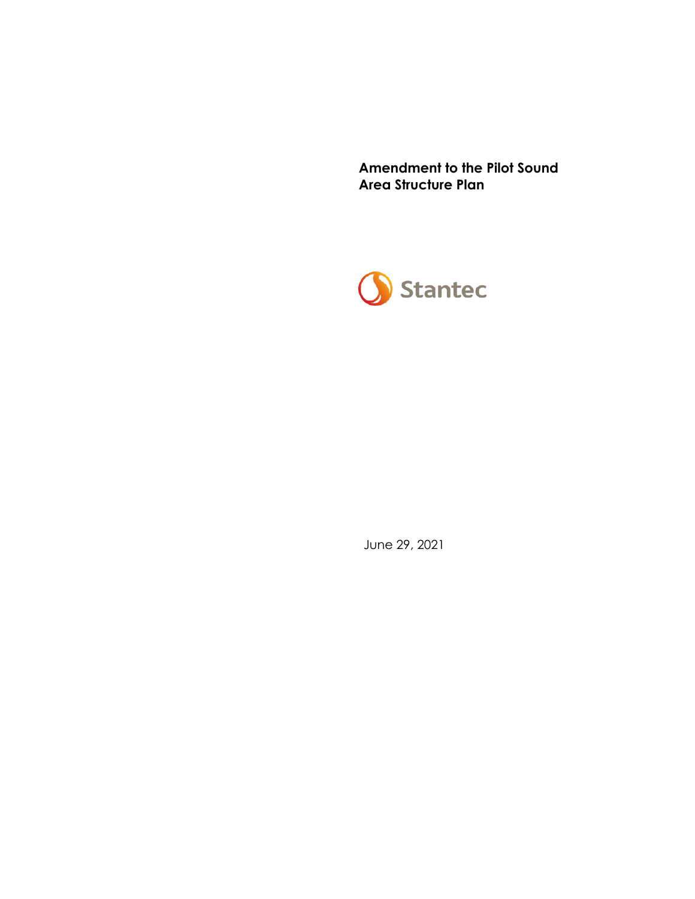# Amendment to the Pilot Sound Area Structure Plan

Stantec

June 29, 2021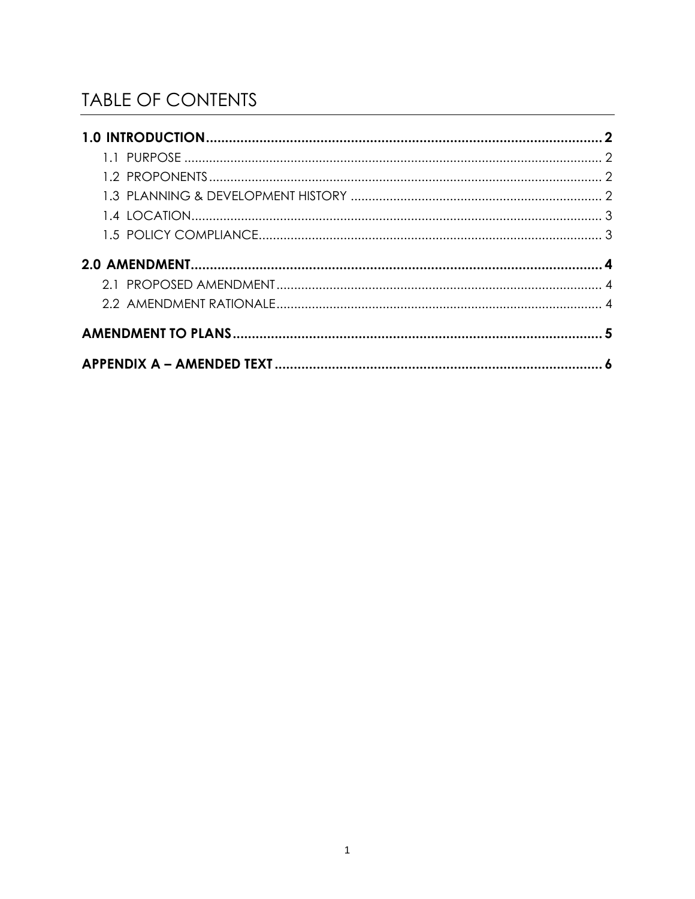# TABLE OF CONTENTS

**1.0 INTRODUCTION ... 2**

- 1.1 PURPOSE ... 2
- 1.2 PROPONENTS ... 2
- 1.3 PLANNING & DEVELOPMENT HISTORY ... 2
- 1.4 LOCATION ... 3
- 1.5 POLICY COMPLIANCE ... 3

**2.0 AMENDMENT ... 4**

- 2.1 PROPOSED AMENDMENT ... 4
- 2.2 AMENDMENT RATIONALE ... 4

**AMENDMENT TO PLANS ... 5**

**APPENDIX A – AMENDED TEXT ... 6**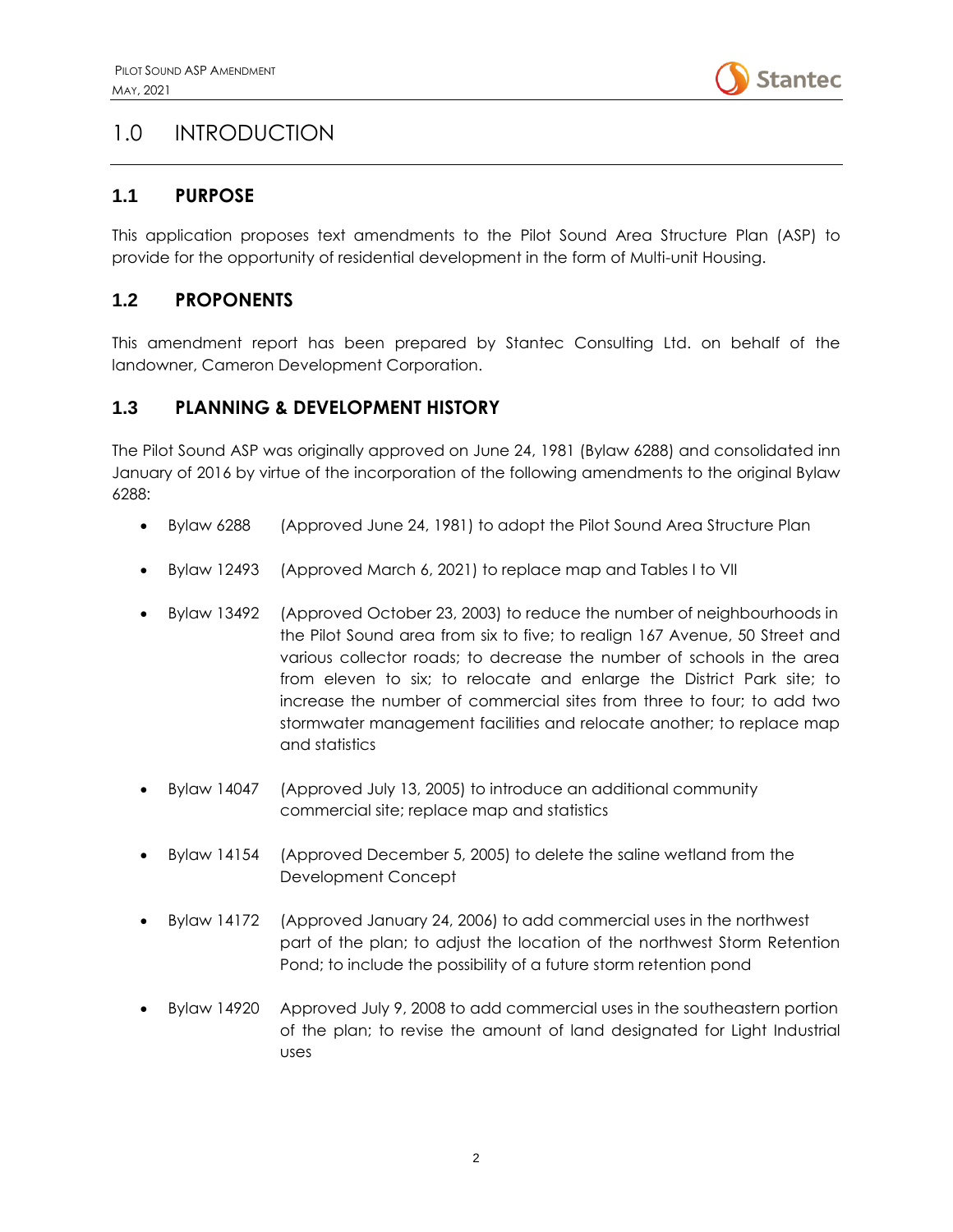# 1.0 INTRODUCTION

## 1.1 PURPOSE

This application proposes text amendments to the Pilot Sound Area Structure Plan (ASP) to provide for the opportunity of residential development in the form of Multi-unit Housing.

## 1.2 PROPONENTS

This amendment report has been prepared by Stantec Consulting Ltd. on behalf of the landowner, Cameron Development Corporation.

## 1.3 PLANNING & DEVELOPMENT HISTORY

The Pilot Sound ASP was originally approved on June 24, 1981 (Bylaw 6288) and consolidated inn January of 2016 by virtue of the incorporation of the following amendments to the original Bylaw 6288:

- Bylaw 6288 (Approved June 24, 1981) to adopt the Pilot Sound Area Structure Plan
- Bylaw 12493 (Approved March 6, 2021) to replace map and Tables I to VII
- Bylaw 13492 (Approved October 23, 2003) to reduce the number of neighbourhoods in the Pilot Sound area from six to five; to realign 167 Avenue, 50 Street and various collector roads; to decrease the number of schools in the area from eleven to six; to relocate and enlarge the District Park site; to increase the number of commercial sites from three to four; to add two stormwater management facilities and relocate another; to replace map and statistics
- Bylaw 14047 (Approved July 13, 2005) to introduce an additional community commercial site; replace map and statistics
- Bylaw 14154 (Approved December 5, 2005) to delete the saline wetland from the Development Concept
- Bylaw 14172 (Approved January 24, 2006) to add commercial uses in the northwest part of the plan; to adjust the location of the northwest Storm Retention Pond; to include the possibility of a future storm retention pond
- Bylaw 14920 Approved July 9, 2008 to add commercial uses in the southeastern portion of the plan; to revise the amount of land designated for Light Industrial uses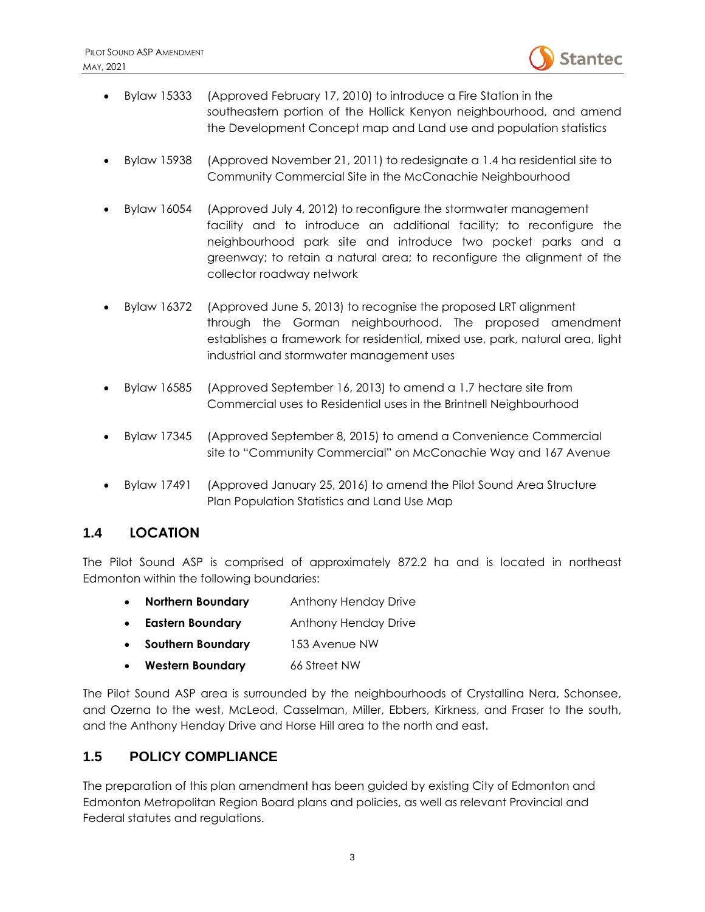- Bylaw 15333 (Approved February 17, 2010) to introduce a Fire Station in the southeastern portion of the Hollick Kenyon neighbourhood, and amend the Development Concept map and Land use and population statistics
- Bylaw 15938 (Approved November 21, 2011) to redesignate a 1.4 ha residential site to Community Commercial Site in the McConachie Neighbourhood
- Bylaw 16054 (Approved July 4, 2012) to reconfigure the stormwater management facility and to introduce an additional facility; to reconfigure the neighbourhood park site and introduce two pocket parks and a greenway; to retain a natural area; to reconfigure the alignment of the collector roadway network
- Bylaw 16372 (Approved June 5, 2013) to recognise the proposed LRT alignment through the Gorman neighbourhood. The proposed amendment establishes a framework for residential, mixed use, park, natural area, light industrial and stormwater management uses
- Bylaw 16585 (Approved September 16, 2013) to amend a 1.7 hectare site from Commercial uses to Residential uses in the Brintnell Neighbourhood
- Bylaw 17345 (Approved September 8, 2015) to amend a Convenience Commercial site to "Community Commercial" on McConachie Way and 167 Avenue
- Bylaw 17491 (Approved January 25, 2016) to amend the Pilot Sound Area Structure Plan Population Statistics and Land Use Map

## 1.4 LOCATION

The Pilot Sound ASP is comprised of approximately 872.2 ha and is located in northeast Edmonton within the following boundaries:

- **Northern Boundary** Anthony Henday Drive
- **Eastern Boundary** Anthony Henday Drive
- **Southern Boundary** 153 Avenue NW
- **Western Boundary** 66 Street NW

The Pilot Sound ASP area is surrounded by the neighbourhoods of Crystallina Nera, Schonsee, and Ozerna to the west, McLeod, Casselman, Miller, Ebbers, Kirkness, and Fraser to the south, and the Anthony Henday Drive and Horse Hill area to the north and east.

## 1.5 POLICY COMPLIANCE

The preparation of this plan amendment has been guided by existing City of Edmonton and Edmonton Metropolitan Region Board plans and policies, as well as relevant Provincial and Federal statutes and regulations.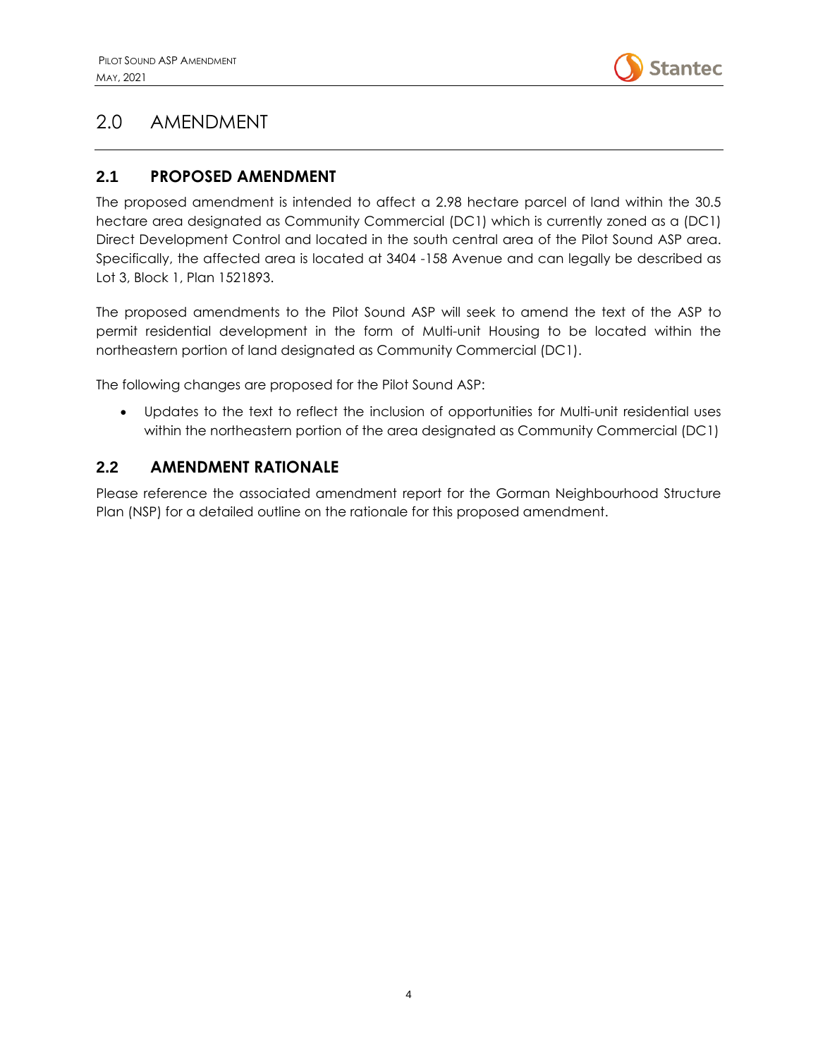# 2.0 AMENDMENT

## 2.1 PROPOSED AMENDMENT

The proposed amendment is intended to affect a 2.98 hectare parcel of land within the 30.5 hectare area designated as Community Commercial (DC1) which is currently zoned as a (DC1) Direct Development Control and located in the south central area of the Pilot Sound ASP area. Specifically, the affected area is located at 3404 -158 Avenue and can legally be described as Lot 3, Block 1, Plan 1521893.

The proposed amendments to the Pilot Sound ASP will seek to amend the text of the ASP to permit residential development in the form of Multi-unit Housing to be located within the northeastern portion of land designated as Community Commercial (DC1).

The following changes are proposed for the Pilot Sound ASP:

- Updates to the text to reflect the inclusion of opportunities for Multi-unit residential uses within the northeastern portion of the area designated as Community Commercial (DC1)

## 2.2 AMENDMENT RATIONALE

Please reference the associated amendment report for the Gorman Neighbourhood Structure Plan (NSP) for a detailed outline on the rationale for this proposed amendment.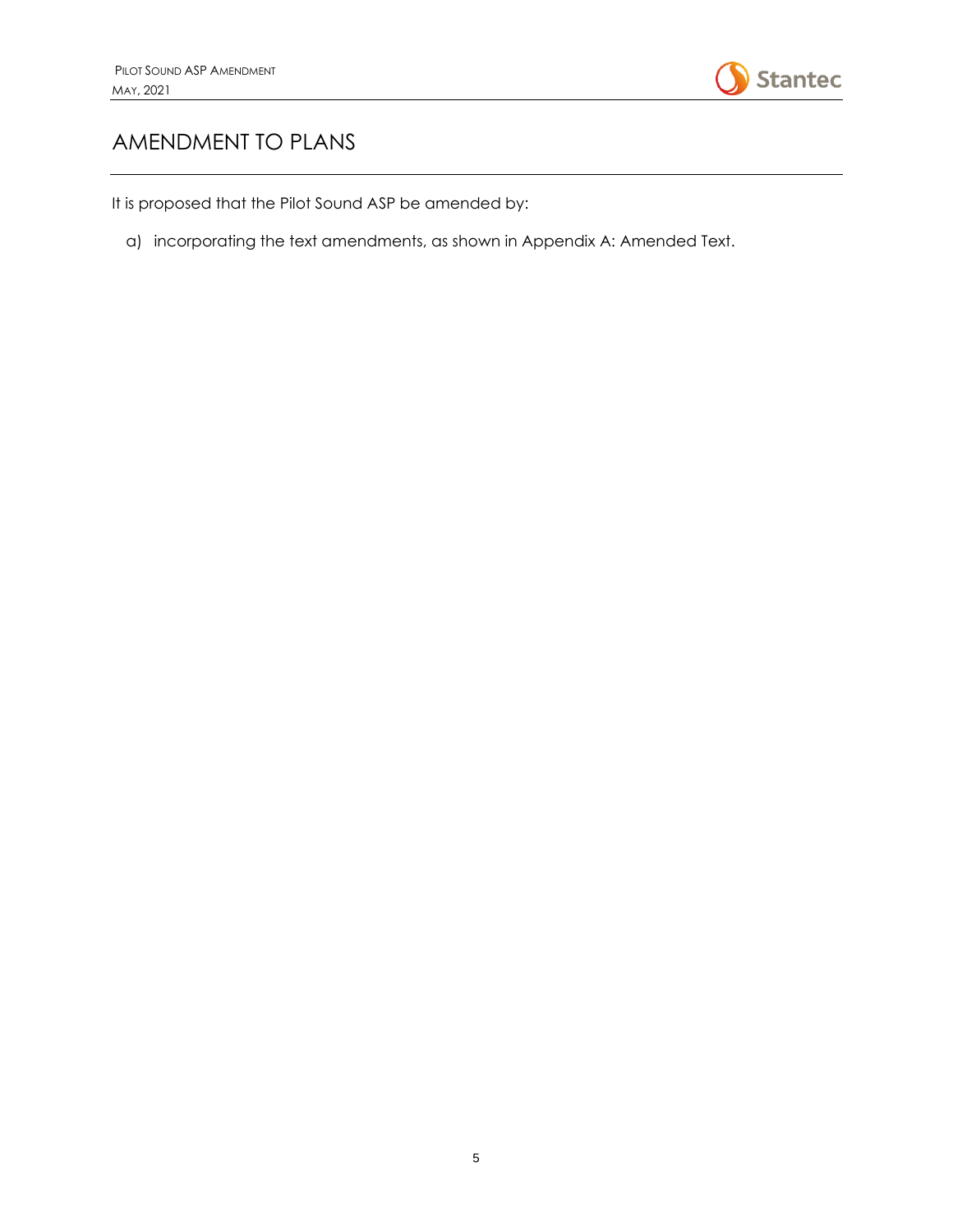# AMENDMENT TO PLANS

It is proposed that the Pilot Sound ASP be amended by:

a) incorporating the text amendments, as shown in Appendix A: Amended Text.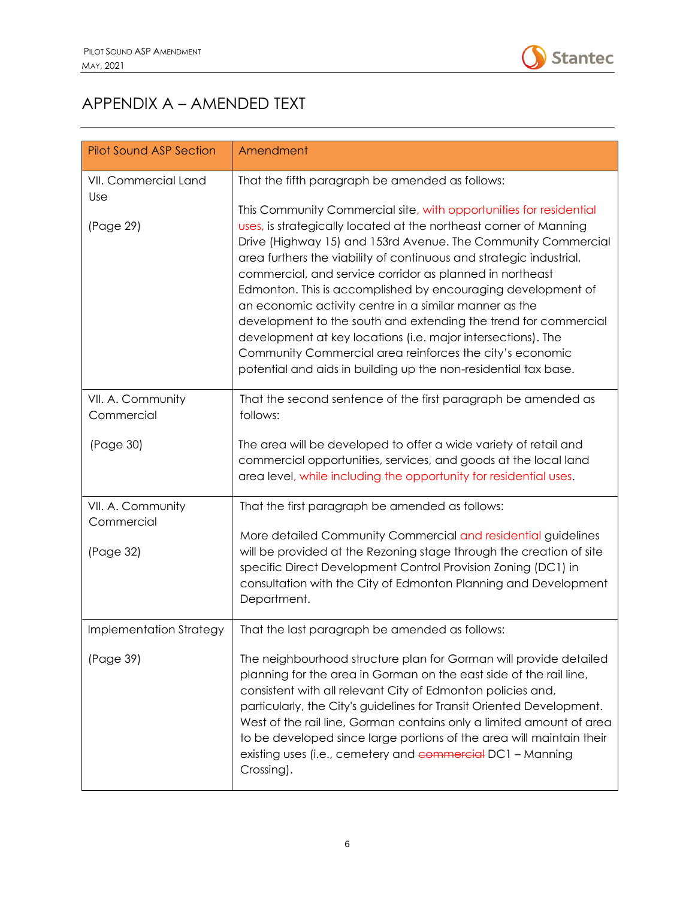# APPENDIX A – AMENDED TEXT

| Pilot Sound ASP Section | Amendment |
|---|---|
| VII. Commercial Land Use<br><br>(Page 29) | That the fifth paragraph be amended as follows:<br><br>This Community Commercial site, with opportunities for residential uses, is strategically located at the northeast corner of Manning Drive (Highway 15) and 153rd Avenue. The Community Commercial area furthers the viability of continuous and strategic industrial, commercial, and service corridor as planned in northeast Edmonton. This is accomplished by encouraging development of an economic activity centre in a similar manner as the development to the south and extending the trend for commercial development at key locations (i.e. major intersections). The Community Commercial area reinforces the city's economic potential and aids in building up the non-residential tax base. |
| VII. A. Community Commercial<br><br>(Page 30) | That the second sentence of the first paragraph be amended as follows:<br><br>The area will be developed to offer a wide variety of retail and commercial opportunities, services, and goods at the local land area level, while including the opportunity for residential uses. |
| VII. A. Community Commercial<br><br>(Page 32) | That the first paragraph be amended as follows:<br><br>More detailed Community Commercial and residential guidelines will be provided at the Rezoning stage through the creation of site specific Direct Development Control Provision Zoning (DC1) in consultation with the City of Edmonton Planning and Development Department. |
| Implementation Strategy<br><br>(Page 39) | That the last paragraph be amended as follows:<br><br>The neighbourhood structure plan for Gorman will provide detailed planning for the area in Gorman on the east side of the rail line, consistent with all relevant City of Edmonton policies and, particularly, the City's guidelines for Transit Oriented Development. West of the rail line, Gorman contains only a limited amount of area to be developed since large portions of the area will maintain their existing uses (i.e., cemetery and ~~commercial~~ DC1 – Manning Crossing). |